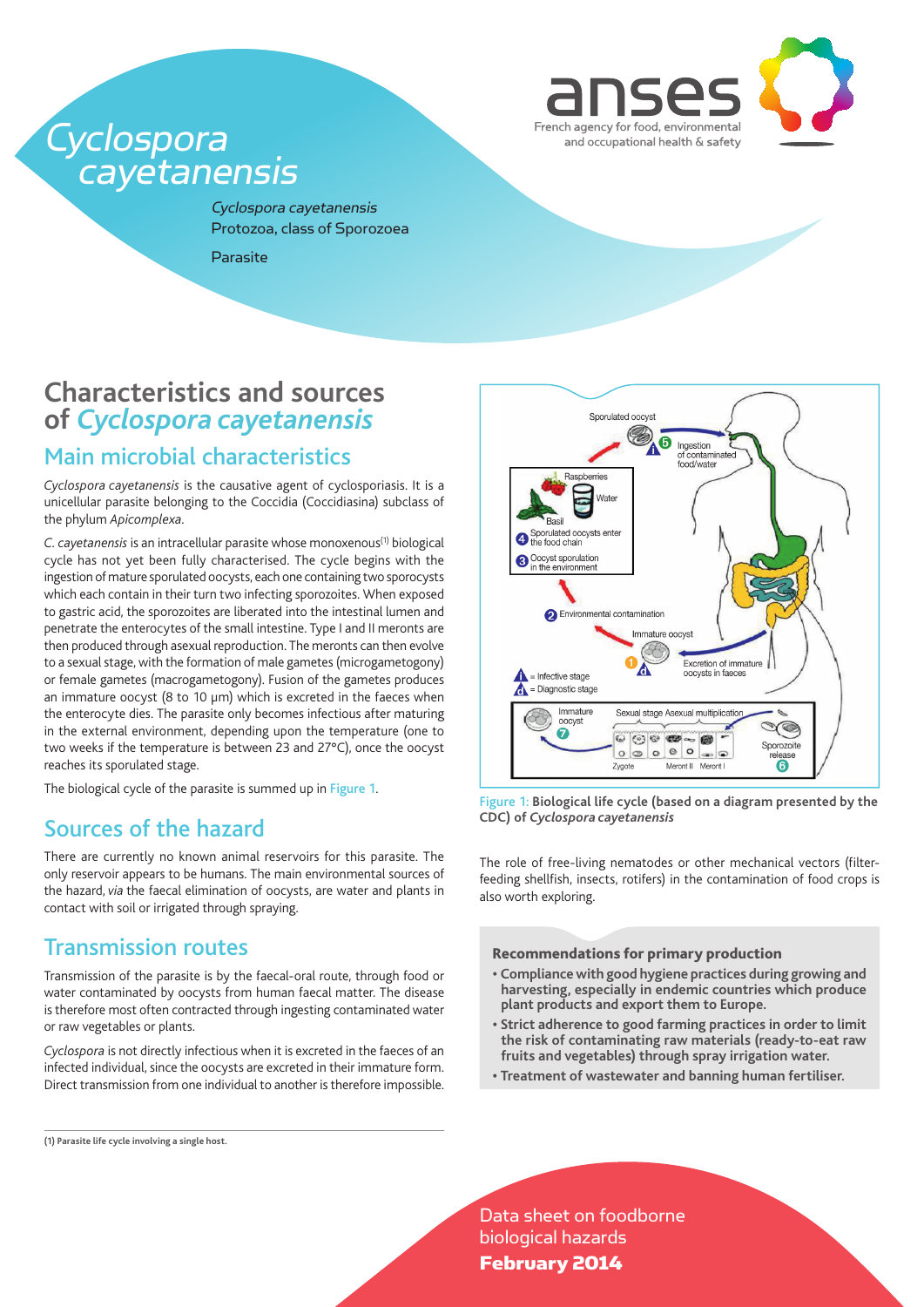# *Cyclospora cayetanensis*

*Cyclospora cayetanensis*
Protozoa, class of Sporozoea

Parasite

anses
French agency for food, environmental and occupational health & safety

## Characteristics and sources of *Cyclospora cayetanensis*

### Main microbial characteristics

*Cyclospora cayetanensis* is the causative agent of cyclosporiasis. It is a unicellular parasite belonging to the Coccidia (Coccidiasina) subclass of the phylum *Apicomplexa*.

*C. cayetanensis* is an intracellular parasite whose monoxenous[1] biological cycle has not yet been fully characterised. The cycle begins with the ingestion of mature sporulated oocysts, each one containing two sporocysts which each contain in their turn two infecting sporozoites. When exposed to gastric acid, the sporozoites are liberated into the intestinal lumen and penetrate the enterocytes of the small intestine. Type I and II meronts are then produced through asexual reproduction. The meronts can then evolve to a sexual stage, with the formation of male gametes (microgametogony) or female gametes (macrogametogony). Fusion of the gametes produces an immature oocyst (8 to 10 µm) which is excreted in the faeces when the enterocyte dies. The parasite only becomes infectious after maturing in the external environment, depending upon the temperature (one to two weeks if the temperature is between 23 and 27°C), once the oocyst reaches its sporulated stage.

The biological cycle of the parasite is summed up in Figure 1.

Figure 1: **Biological life cycle (based on a diagram presented by the CDC) of *Cyclospora cayetanensis***

### Sources of the hazard

There are currently no known animal reservoirs for this parasite. The only reservoir appears to be humans. The main environmental sources of the hazard, *via* the faecal elimination of oocysts, are water and plants in contact with soil or irrigated through spraying.

The role of free-living nematodes or other mechanical vectors (filter-feeding shellfish, insects, rotifers) in the contamination of food crops is also worth exploring.

### Transmission routes

Transmission of the parasite is by the faecal-oral route, through food or water contaminated by oocysts from human faecal matter. The disease is therefore most often contracted through ingesting contaminated water or raw vegetables or plants.

*Cyclospora* is not directly infectious when it is excreted in the faeces of an infected individual, since the oocysts are excreted in their immature form. Direct transmission from one individual to another is therefore impossible.

**Recommendations for primary production**

- **Compliance with good hygiene practices during growing and harvesting, especially in endemic countries which produce plant products and export them to Europe.**
- **Strict adherence to good farming practices in order to limit the risk of contaminating raw materials (ready-to-eat raw fruits and vegetables) through spray irrigation water.**
- **Treatment of wastewater and banning human fertiliser.**

(1) Parasite life cycle involving a single host.

Data sheet on foodborne biological hazards
**February 2014**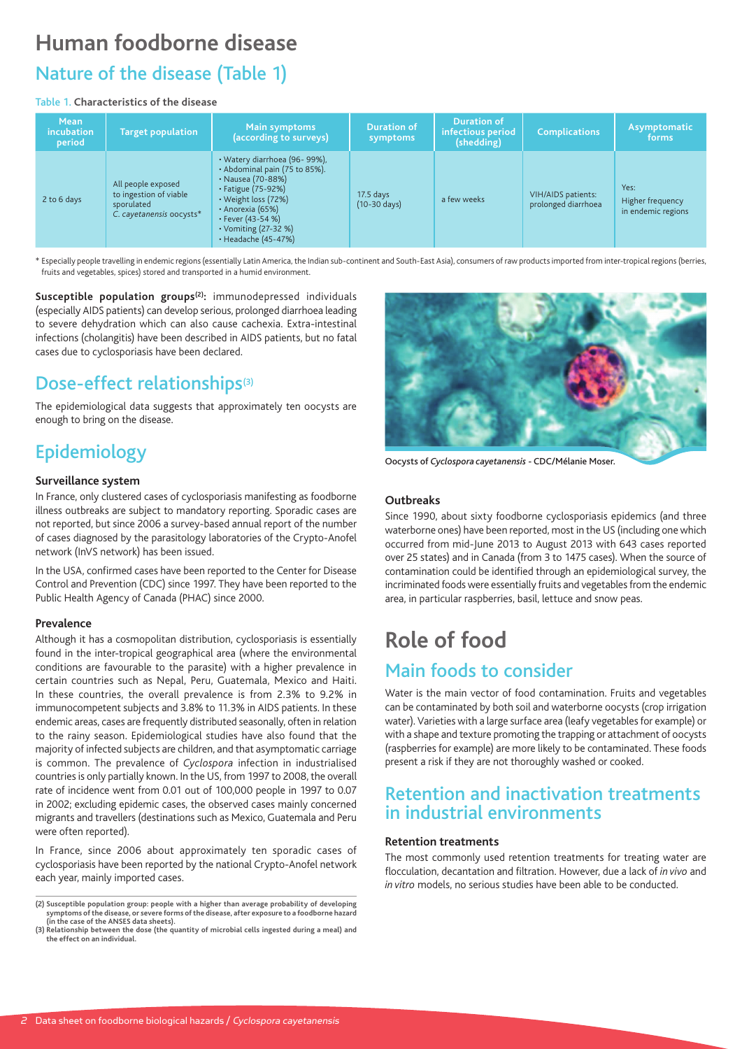# Human foodborne disease

## Nature of the disease (Table 1)

Table 1. **Characteristics of the disease**

| Mean incubation period | Target population | Main symptoms (according to surveys) | Duration of symptoms | Duration of infectious period (shedding) | Complications | Asymptomatic forms |
|---|---|---|---|---|---|---|
| 2 to 6 days | All people exposed to ingestion of viable sporulated *C. cayetanensis* oocysts* | • Watery diarrhoea (96- 99%), • Abdominal pain (75 to 85%). • Nausea (70-88%) • Fatigue (75-92%) • Weight loss (72%) • Anorexia (65%) • Fever (43-54 %) • Vomiting (27-32 %) • Headache (45-47%) | 17.5 days (10-30 days) | a few weeks | VIH/AIDS patients: prolonged diarrhoea | Yes: Higher frequency in endemic regions |

\* Especially people travelling in endemic regions (essentially Latin America, the Indian sub-continent and South-East Asia), consumers of raw products imported from inter-tropical regions (berries, fruits and vegetables, spices) stored and transported in a humid environment.

**Susceptible population groups[(2)]:** immunodepressed individuals (especially AIDS patients) can develop serious, prolonged diarrhoea leading to severe dehydration which can also cause cachexia. Extra-intestinal infections (cholangitis) have been described in AIDS patients, but no fatal cases due to cyclosporiasis have been declared.

## Dose-effect relationships[(3)]

The epidemiological data suggests that approximately ten oocysts are enough to bring on the disease.

## Epidemiology

### Surveillance system

In France, only clustered cases of cyclosporiasis manifesting as foodborne illness outbreaks are subject to mandatory reporting. Sporadic cases are not reported, but since 2006 a survey-based annual report of the number of cases diagnosed by the parasitology laboratories of the Crypto-Anofel network (InVS network) has been issued.

In the USA, confirmed cases have been reported to the Center for Disease Control and Prevention (CDC) since 1997. They have been reported to the Public Health Agency of Canada (PHAC) since 2000.

### Prevalence

Although it has a cosmopolitan distribution, cyclosporiasis is essentially found in the inter-tropical geographical area (where the environmental conditions are favourable to the parasite) with a higher prevalence in certain countries such as Nepal, Peru, Guatemala, Mexico and Haiti. In these countries, the overall prevalence is from 2.3% to 9.2% in immunocompetent subjects and 3.8% to 11.3% in AIDS patients. In these endemic areas, cases are frequently distributed seasonally, often in relation to the rainy season. Epidemiological studies have also found that the majority of infected subjects are children, and that asymptomatic carriage is common. The prevalence of *Cyclospora* infection in industrialised countries is only partially known. In the US, from 1997 to 2008, the overall rate of incidence went from 0.01 out of 100,000 people in 1997 to 0.07 in 2002; excluding epidemic cases, the observed cases mainly concerned migrants and travellers (destinations such as Mexico, Guatemala and Peru were often reported).

In France, since 2006 about approximately ten sporadic cases of cyclosporiasis have been reported by the national Crypto-Anofel network each year, mainly imported cases.

(2) Susceptible population group: people with a higher than average probability of developing symptoms of the disease, or severe forms of the disease, after exposure to a foodborne hazard (in the case of the ANSES data sheets).
(3) Relationship between the dose (the quantity of microbial cells ingested during a meal) and the effect on an individual.

Oocysts of *Cyclospora cayetanensis* - CDC/Mélanie Moser.

### Outbreaks

Since 1990, about sixty foodborne cyclosporiasis epidemics (and three waterborne ones) have been reported, most in the US (including one which occurred from mid-June 2013 to August 2013 with 643 cases reported over 25 states) and in Canada (from 3 to 1475 cases). When the source of contamination could be identified through an epidemiological survey, the incriminated foods were essentially fruits and vegetables from the endemic area, in particular raspberries, basil, lettuce and snow peas.

# Role of food

## Main foods to consider

Water is the main vector of food contamination. Fruits and vegetables can be contaminated by both soil and waterborne oocysts (crop irrigation water). Varieties with a large surface area (leafy vegetables for example) or with a shape and texture promoting the trapping or attachment of oocysts (raspberries for example) are more likely to be contaminated. These foods present a risk if they are not thoroughly washed or cooked.

## Retention and inactivation treatments in industrial environments

### Retention treatments

The most commonly used retention treatments for treating water are flocculation, decantation and filtration. However, due a lack of *in vivo* and *in vitro* models, no serious studies have been able to be conducted.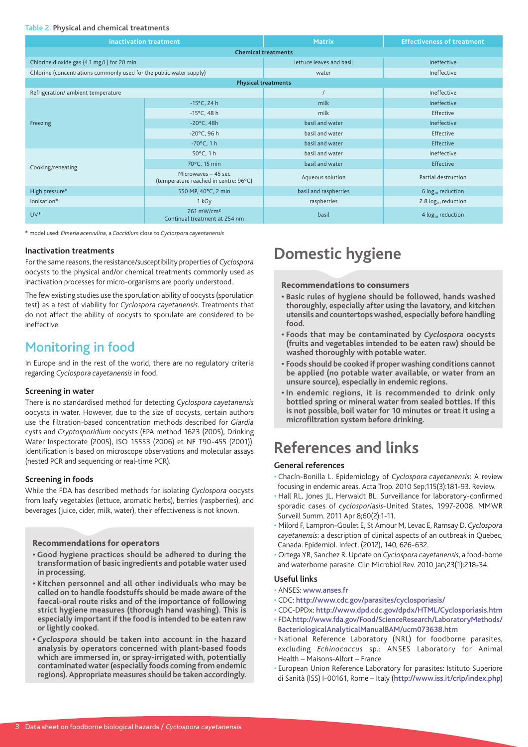Table 2. **Physical and chemical treatments**

| Inactivation treatment | | Matrix | Effectiveness of treatment |
|---|---|---|---|
| **Chemical treatments** | | | |
| Chlorine dioxide gas (4.1 mg/L) for 20 min | | lettuce leaves and basil | Ineffective |
| Chlorine (concentrations commonly used for the public water supply) | | water | Ineffective |
| **Physical treatments** | | | |
| Refrigeration/ ambient temperature | | / | Ineffective |
| Freezing | -15°C, 24 h | milk | Ineffective |
| | -15°C, 48 h | milk | Effective |
| | -20°C, 48h | basil and water | Ineffective |
| | -20°C, 96 h | basil and water | Effective |
| | -70°C, 1 h | basil and water | Effective |
| Cooking/reheating | 50°C, 1 h | basil and water | Ineffective |
| | 70°C, 15 min | basil and water | Effective |
| | Microwaves – 45 sec (temperature reached in centre: 96°C) | Aqueous solution | Partial destruction |
| High pressure* | 550 MP, 40°C, 2 min | basil and raspberries | 6 $\log_{10}$ reduction |
| Ionisation* | 1 kGy | raspberries | 2.8 $\log_{10}$ reduction |
| UV* | 261 mW/cm² Continual treatment at 254 nm | basil | 4 $\log_{10}$ reduction |

\* model used: *Eimeria acervulina*, a *Coccidium* close to *Cyclospora cayentanensis*

### Inactivation treatments

For the same reasons, the resistance/susceptibility properties of *Cyclospora* oocysts to the physical and/or chemical treatments commonly used as inactivation processes for micro-organisms are poorly understood.

The few existing studies use the sporulation ability of oocysts (sporulation test) as a test of viability for *Cyclospora cayetanensis*. Treatments that do not affect the ability of oocysts to sporulate are considered to be ineffective.

## Monitoring in food

In Europe and in the rest of the world, there are no regulatory criteria regarding *Cyclospora cayetanensis* in food.

### Screening in water

There is no standardised method for detecting *Cyclospora cayetanensis* oocysts in water. However, due to the size of oocysts, certain authors use the filtration-based concentration methods described for *Giardia* cysts and *Cryptosporidium* oocysts (EPA method 1623 (2005), Drinking Water Inspectorate (2005), ISO 15553 (2006) et NF T90-455 (2001)). Identification is based on microscope observations and molecular assays (nested PCR and sequencing or real-time PCR).

### Screening in foods

While the FDA has described methods for isolating *Cyclospora* oocysts from leafy vegetables (lettuce, aromatic herbs), berries (raspberries), and beverages (juice, cider, milk, water), their effectiveness is not known.

### Recommendations for operators

- **Good hygiene practices should be adhered to during the transformation of basic ingredients and potable water used in processing.**
- **Kitchen personnel and all other individuals who may be called on to handle foodstuffs should be made aware of the faecal-oral route risks and of the importance of following strict hygiene measures (thorough hand washing). This is especially important if the food is intended to be eaten raw or lightly cooked.**
- ***Cyclospora* should be taken into account in the hazard analysis by operators concerned with plant-based foods which are immersed in, or spray-irrigated with, potentially contaminated water (especially foods coming from endemic regions). Appropriate measures should be taken accordingly.**

## Domestic hygiene

### Recommendations to consumers

- **Basic rules of hygiene should be followed, hands washed thoroughly, especially after using the lavatory, and kitchen utensils and countertops washed, especially before handling food.**
- **Foods that may be contaminated by *Cyclospora* oocysts (fruits and vegetables intended to be eaten raw) should be washed thoroughly with potable water.**
- **Foods should be cooked if proper washing conditions cannot be applied (no potable water available, or water from an unsure source), especially in endemic regions.**
- **In endemic regions, it is recommended to drink only bottled spring or mineral water from sealed bottles. If this is not possible, boil water for 10 minutes or treat it using a microfiltration system before drinking.**

## References and links

### General references

- Chacín-Bonilla L. Epidemiology of *Cyclospora cayetanensis*: A review focusing in endemic areas. Acta Trop. 2010 Sep;115(3):181-93. Review.
- Hall RL, Jones JL, Herwaldt BL. Surveillance for laboratory-confirmed sporadic cases of *cyclosporiasis*-United States, 1997-2008. MMWR Surveill Summ. 2011 Apr 8;60(2):1-11.
- Milord F, Lampron-Goulet E, St Amour M, Levac E, Ramsay D. *Cyclospora cayetanensis*: a description of clinical aspects of an outbreak in Quebec, Canada. Epidemiol. Infect. (2012), 140, 626-632.
- Ortega YR, Sanchez R. Update on *Cyclospora cayetanensis*, a food-borne and waterborne parasite. Clin Microbiol Rev. 2010 Jan;23(1):218-34.

### Useful links

- ANSES: www.anses.fr
- CDC: http://www.cdc.gov/parasites/cyclosporiasis/
- CDC-DPDx: http://www.dpd.cdc.gov/dpdx/HTML/Cyclosporiasis.htm
- FDA:http://www.fda.gov/Food/ScienceResearch/LaboratoryMethods/BacteriologicalAnalyticalManualBAM/ucm073638.htm
- National Reference Laboratory (NRL) for foodborne parasites, excluding *Echinococcus* sp.: ANSES Laboratory for Animal Health – Maisons-Alfort – France
- European Union Reference Laboratory for parasites: Istituto Superiore di Sanità (ISS) I-00161, Rome – Italy (http://www.iss.it/crlp/index.php)